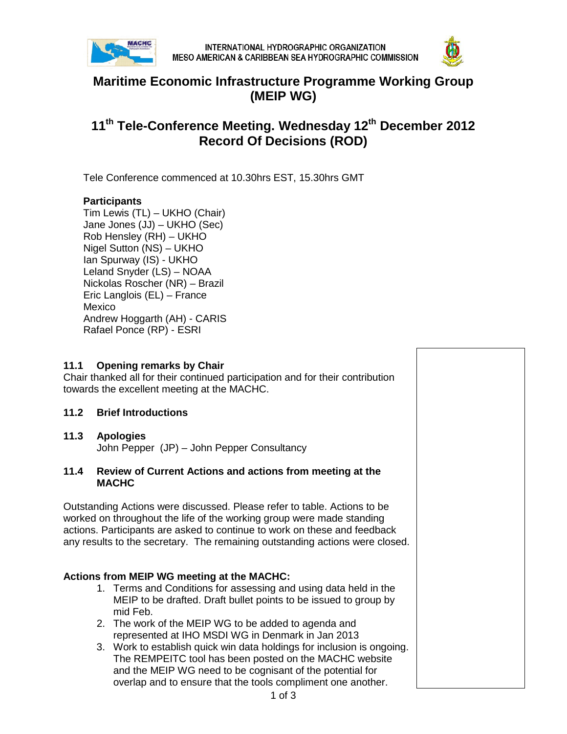INTERNATIONAL HYDROGRAPHIC ORGANIZATION
MESO AMERICAN & CARIBBEAN SEA HYDROGRAPHIC COMMISSION

# Maritime Economic Infrastructure Programme Working Group (MEIP WG)

# 11th Tele-Conference Meeting. Wednesday 12th December 2012 Record Of Decisions (ROD)

Tele Conference commenced at 10.30hrs EST, 15.30hrs GMT

**Participants**
Tim Lewis (TL) – UKHO (Chair)
Jane Jones (JJ) – UKHO (Sec)
Rob Hensley (RH) – UKHO
Nigel Sutton (NS) – UKHO
Ian Spurway (IS) - UKHO
Leland Snyder (LS) – NOAA
Nickolas Roscher (NR) – Brazil
Eric Langlois (EL) – France
Mexico
Andrew Hoggarth (AH) - CARIS
Rafael Ponce (RP) - ESRI

### 11.1 Opening remarks by Chair

Chair thanked all for their continued participation and for their contribution towards the excellent meeting at the MACHC.

### 11.2 Brief Introductions

### 11.3 Apologies

John Pepper (JP) – John Pepper Consultancy

### 11.4 Review of Current Actions and actions from meeting at the MACHC

Outstanding Actions were discussed. Please refer to table. Actions to be worked on throughout the life of the working group were made standing actions. Participants are asked to continue to work on these and feedback any results to the secretary. The remaining outstanding actions were closed.

**Actions from MEIP WG meeting at the MACHC:**

1. Terms and Conditions for assessing and using data held in the MEIP to be drafted. Draft bullet points to be issued to group by mid Feb.
2. The work of the MEIP WG to be added to agenda and represented at IHO MSDI WG in Denmark in Jan 2013
3. Work to establish quick win data holdings for inclusion is ongoing. The REMPEITC tool has been posted on the MACHC website and the MEIP WG need to be cognisant of the potential for overlap and to ensure that the tools compliment one another.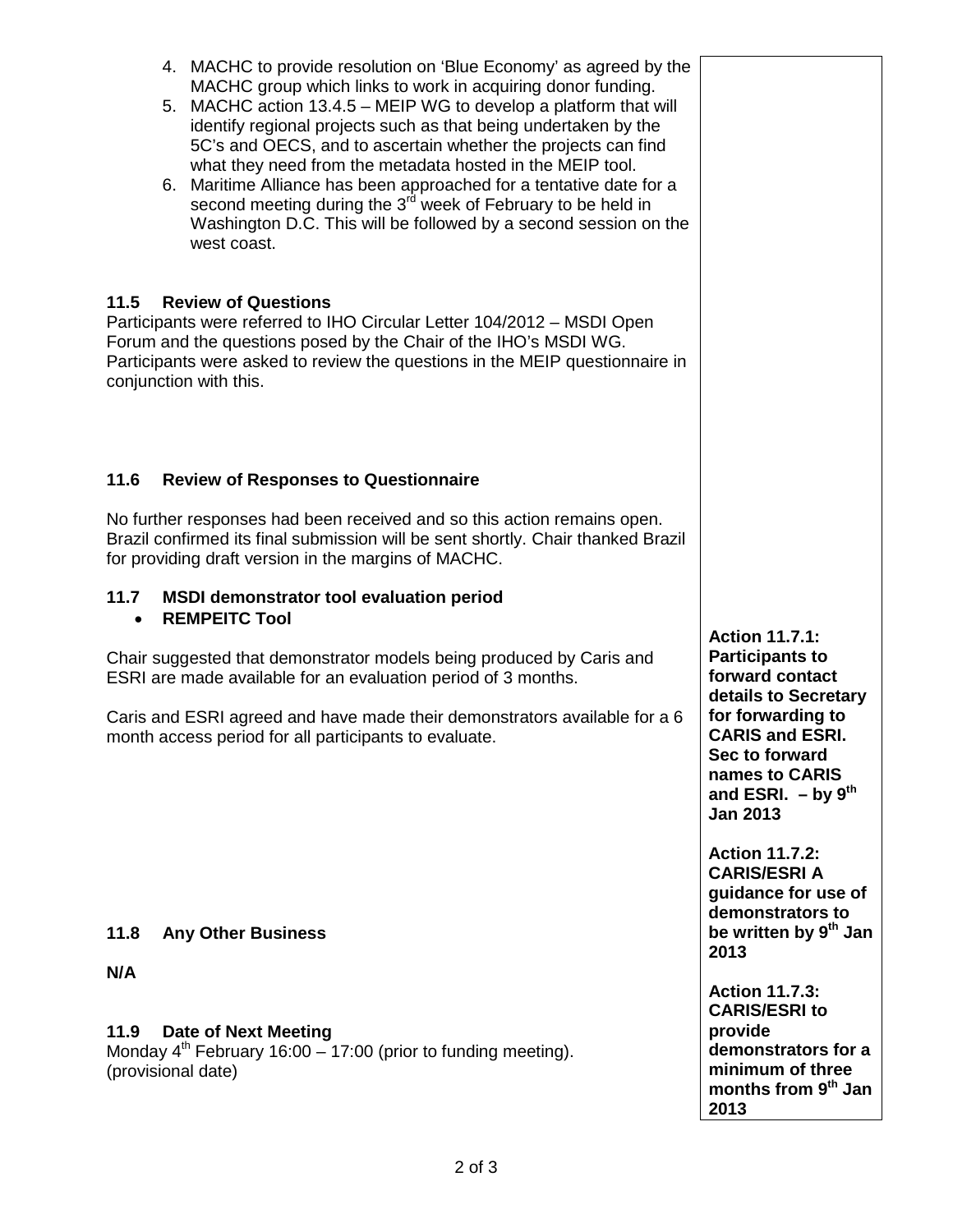4. MACHC to provide resolution on 'Blue Economy' as agreed by the MACHC group which links to work in acquiring donor funding.
5. MACHC action 13.4.5 – MEIP WG to develop a platform that will identify regional projects such as that being undertaken by the 5C's and OECS, and to ascertain whether the projects can find what they need from the metadata hosted in the MEIP tool.
6. Maritime Alliance has been approached for a tentative date for a second meeting during the 3rd week of February to be held in Washington D.C. This will be followed by a second session on the west coast.

### 11.5 Review of Questions

Participants were referred to IHO Circular Letter 104/2012 – MSDI Open Forum and the questions posed by the Chair of the IHO's MSDI WG. Participants were asked to review the questions in the MEIP questionnaire in conjunction with this.

### 11.6 Review of Responses to Questionnaire

No further responses had been received and so this action remains open. Brazil confirmed its final submission will be sent shortly. Chair thanked Brazil for providing draft version in the margins of MACHC.

### 11.7 MSDI demonstrator tool evaluation period

- **REMPEITC Tool**

Chair suggested that demonstrator models being produced by Caris and ESRI are made available for an evaluation period of 3 months.

Caris and ESRI agreed and have made their demonstrators available for a 6 month access period for all participants to evaluate.

**Action 11.7.1: Participants to forward contact details to Secretary for forwarding to CARIS and ESRI. Sec to forward names to CARIS and ESRI. – by 9th Jan 2013**

**Action 11.7.2: CARIS/ESRI A guidance for use of demonstrators to be written by 9th Jan 2013**

**Action 11.7.3: CARIS/ESRI to provide demonstrators for a minimum of three months from 9th Jan 2013**

### 11.8 Any Other Business

**N/A**

### 11.9 Date of Next Meeting

Monday 4th February 16:00 – 17:00 (prior to funding meeting).
(provisional date)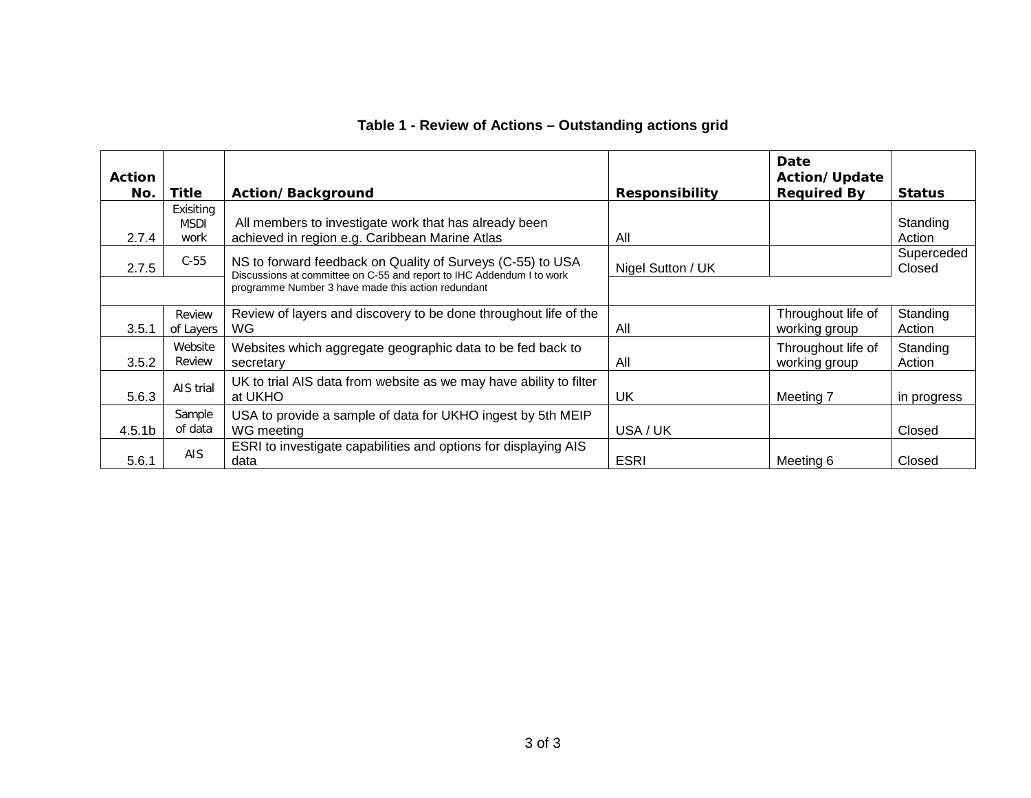**Table 1 - Review of Actions – Outstanding actions grid**

| Action No. | Title | Action/Background | Responsibility | Date Action/Update Required By | Status |
|---|---|---|---|---|---|
| 2.7.4 | Exisiting MSDI work | All members to investigate work that has already been achieved in region e.g. Caribbean Marine Atlas | All | | Standing Action |
| 2.7.5 | C-55 | NS to forward feedback on Quality of Surveys (C-55) to USA<br>Discussions at committee on C-55 and report to IHC Addendum I to work programme Number 3 have made this action redundant | Nigel Sutton / UK | | Superceded Closed |
| 3.5.1 | Review of Layers | Review of layers and discovery to be done throughout life of the WG | All | Throughout life of working group | Standing Action |
| 3.5.2 | Website Review | Websites which aggregate geographic data to be fed back to secretary | All | Throughout life of working group | Standing Action |
| 5.6.3 | AIS trial | UK to trial AIS data from website as we may have ability to filter at UKHO | UK | Meeting 7 | in progress |
| 4.5.1b | Sample of data | USA to provide a sample of data for UKHO ingest by 5th MEIP WG meeting | USA / UK | | Closed |
| 5.6.1 | AIS | ESRI to investigate capabilities and options for displaying AIS data | ESRI | Meeting 6 | Closed |